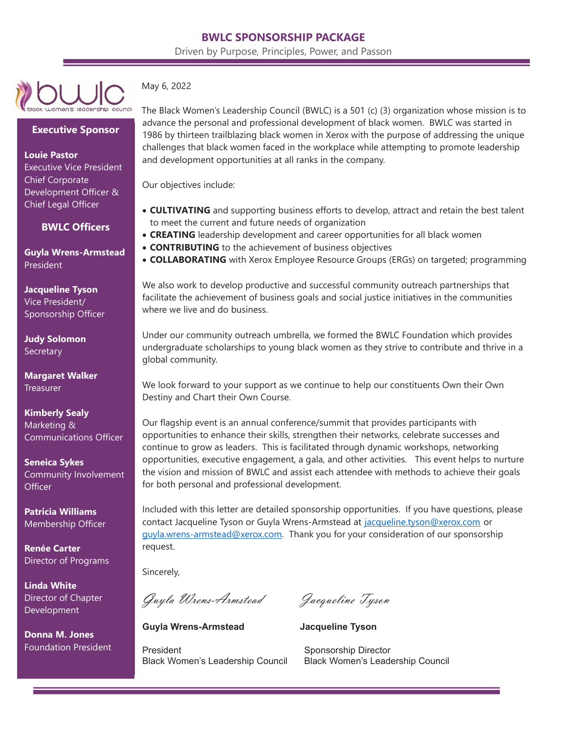# BWLC SPONSORSHIP PACKAGE

Driven by Purpose, Principles, Power, and Passon

black women's leadership council

**Executive Sponsor**

**Louie Pastor**
Executive Vice President
Chief Corporate Development Officer & Chief Legal Officer

**BWLC Officers**

**Guyla Wrens-Armstead**
President

**Jacqueline Tyson**
Vice President/ Sponsorship Officer

**Judy Solomon**
Secretary

**Margaret Walker**
Treasurer

**Kimberly Sealy**
Marketing & Communications Officer

**Seneica Sykes**
Community Involvement Officer

**Patricia Williams**
Membership Officer

**Renée Carter**
Director of Programs

**Linda White**
Director of Chapter Development

**Donna M. Jones**
Foundation President

May 6, 2022

The Black Women's Leadership Council (BWLC) is a 501 (c) (3) organization whose mission is to advance the personal and professional development of black women. BWLC was started in 1986 by thirteen trailblazing black women in Xerox with the purpose of addressing the unique challenges that black women faced in the workplace while attempting to promote leadership and development opportunities at all ranks in the company.

Our objectives include:

- **CULTIVATING** and supporting business efforts to develop, attract and retain the best talent to meet the current and future needs of organization
- **CREATING** leadership development and career opportunities for all black women
- **CONTRIBUTING** to the achievement of business objectives
- **COLLABORATING** with Xerox Employee Resource Groups (ERGs) on targeted; programming

We also work to develop productive and successful community outreach partnerships that facilitate the achievement of business goals and social justice initiatives in the communities where we live and do business.

Under our community outreach umbrella, we formed the BWLC Foundation which provides undergraduate scholarships to young black women as they strive to contribute and thrive in a global community.

We look forward to your support as we continue to help our constituents Own their Own Destiny and Chart their Own Course.

Our flagship event is an annual conference/summit that provides participants with opportunities to enhance their skills, strengthen their networks, celebrate successes and continue to grow as leaders. This is facilitated through dynamic workshops, networking opportunities, executive engagement, a gala, and other activities. This event helps to nurture the vision and mission of BWLC and assist each attendee with methods to achieve their goals for both personal and professional development.

Included with this letter are detailed sponsorship opportunities. If you have questions, please contact Jacqueline Tyson or Guyla Wrens-Armstead at jacqueline.tyson@xerox.com or guyla.wrens-armstead@xerox.com. Thank you for your consideration of our sponsorship request.

Sincerely,

*Guyla Wrens-Armstead* *Jacqueline Tyson*

**Guyla Wrens-Armstead**
President
Black Women's Leadership Council

**Jacqueline Tyson**
Sponsorship Director
Black Women's Leadership Council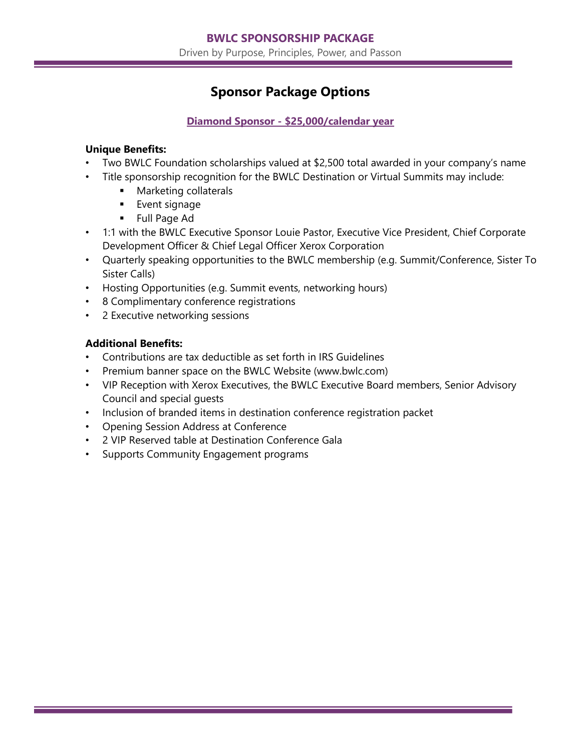## Sponsor Package Options

### Diamond Sponsor - $25,000/calendar year

**Unique Benefits:**

- Two BWLC Foundation scholarships valued at $2,500 total awarded in your company's name
- Title sponsorship recognition for the BWLC Destination or Virtual Summits may include:
  - Marketing collaterals
  - Event signage
  - Full Page Ad
- 1:1 with the BWLC Executive Sponsor Louie Pastor, Executive Vice President, Chief Corporate Development Officer & Chief Legal Officer Xerox Corporation
- Quarterly speaking opportunities to the BWLC membership (e.g. Summit/Conference, Sister To Sister Calls)
- Hosting Opportunities (e.g. Summit events, networking hours)
- 8 Complimentary conference registrations
- 2 Executive networking sessions

**Additional Benefits:**

- Contributions are tax deductible as set forth in IRS Guidelines
- Premium banner space on the BWLC Website (www.bwlc.com)
- VIP Reception with Xerox Executives, the BWLC Executive Board members, Senior Advisory Council and special guests
- Inclusion of branded items in destination conference registration packet
- Opening Session Address at Conference
- 2 VIP Reserved table at Destination Conference Gala
- Supports Community Engagement programs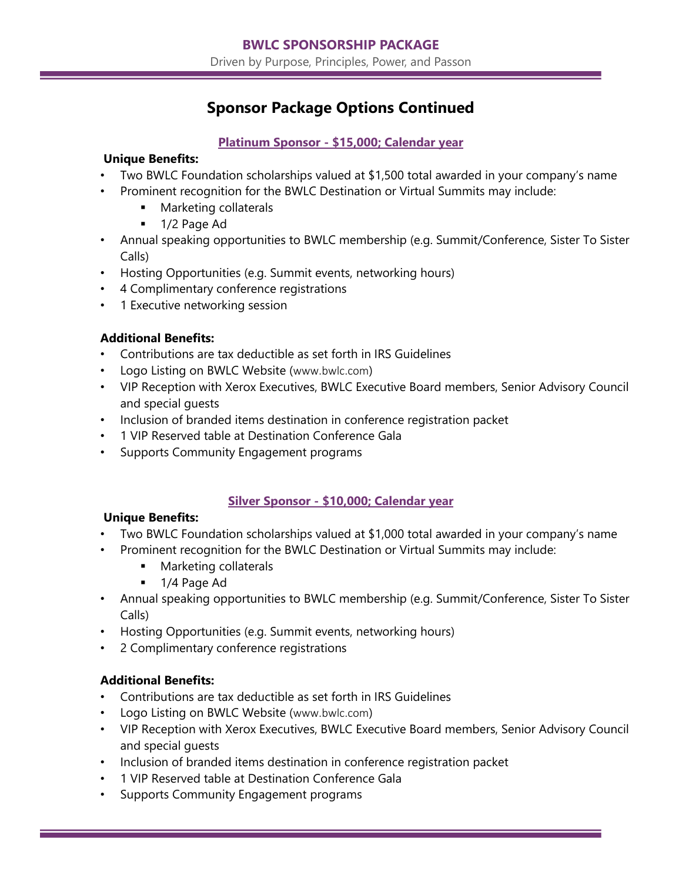## Sponsor Package Options Continued

### Platinum Sponsor - $15,000; Calendar year

**Unique Benefits:**

- Two BWLC Foundation scholarships valued at $1,500 total awarded in your company's name
- Prominent recognition for the BWLC Destination or Virtual Summits may include:
  - Marketing collaterals
  - 1/2 Page Ad
- Annual speaking opportunities to BWLC membership (e.g. Summit/Conference, Sister To Sister Calls)
- Hosting Opportunities (e.g. Summit events, networking hours)
- 4 Complimentary conference registrations
- 1 Executive networking session

**Additional Benefits:**

- Contributions are tax deductible as set forth in IRS Guidelines
- Logo Listing on BWLC Website (www.bwlc.com)
- VIP Reception with Xerox Executives, BWLC Executive Board members, Senior Advisory Council and special guests
- Inclusion of branded items destination in conference registration packet
- 1 VIP Reserved table at Destination Conference Gala
- Supports Community Engagement programs

### Silver Sponsor - $10,000; Calendar year

**Unique Benefits:**

- Two BWLC Foundation scholarships valued at $1,000 total awarded in your company's name
- Prominent recognition for the BWLC Destination or Virtual Summits may include:
  - Marketing collaterals
  - 1/4 Page Ad
- Annual speaking opportunities to BWLC membership (e.g. Summit/Conference, Sister To Sister Calls)
- Hosting Opportunities (e.g. Summit events, networking hours)
- 2 Complimentary conference registrations

**Additional Benefits:**

- Contributions are tax deductible as set forth in IRS Guidelines
- Logo Listing on BWLC Website (www.bwlc.com)
- VIP Reception with Xerox Executives, BWLC Executive Board members, Senior Advisory Council and special guests
- Inclusion of branded items destination in conference registration packet
- 1 VIP Reserved table at Destination Conference Gala
- Supports Community Engagement programs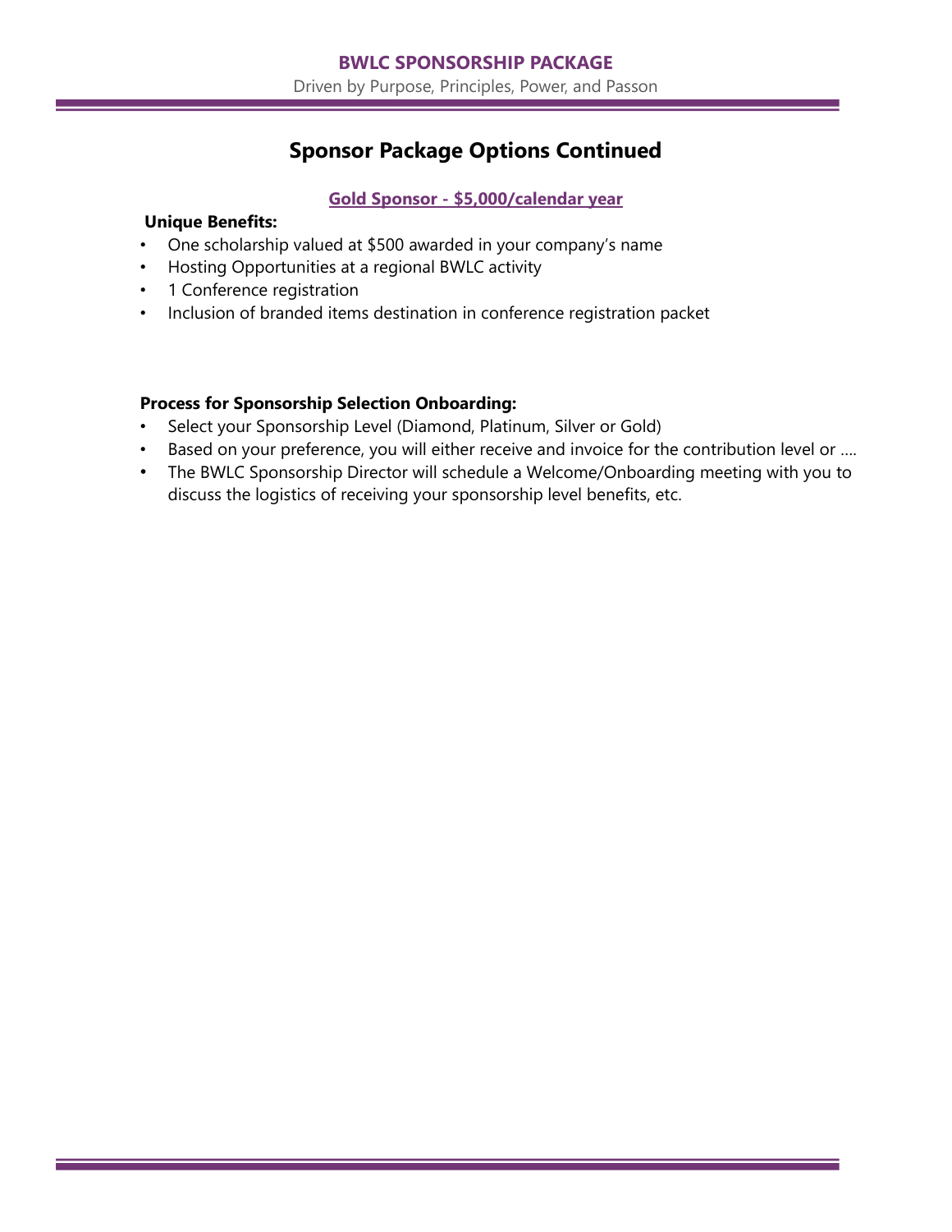## Sponsor Package Options Continued

**Gold Sponsor - $5,000/calendar year**

**Unique Benefits:**

- One scholarship valued at $500 awarded in your company's name
- Hosting Opportunities at a regional BWLC activity
- 1 Conference registration
- Inclusion of branded items destination in conference registration packet

**Process for Sponsorship Selection Onboarding:**

- Select your Sponsorship Level (Diamond, Platinum, Silver or Gold)
- Based on your preference, you will either receive and invoice for the contribution level or ….
- The BWLC Sponsorship Director will schedule a Welcome/Onboarding meeting with you to discuss the logistics of receiving your sponsorship level benefits, etc.